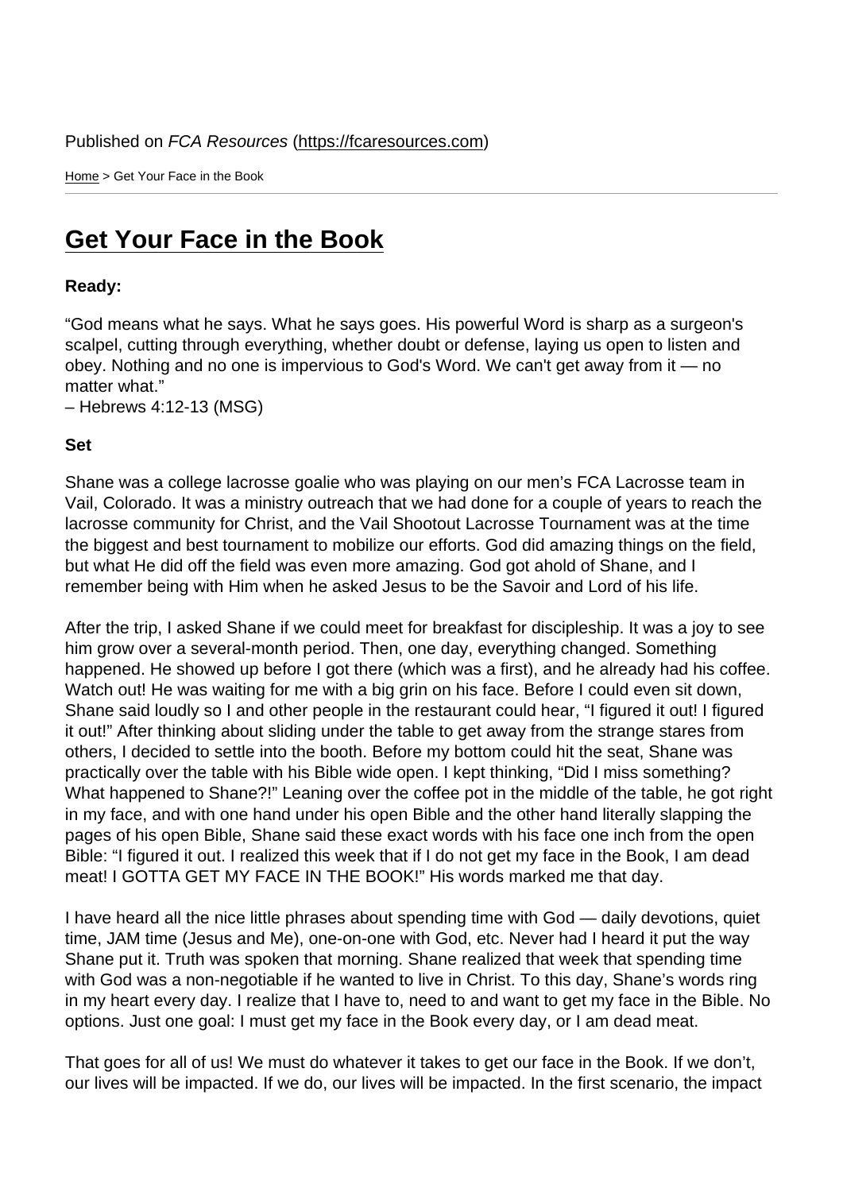Published on *FCA Resources* (https://fcaresources.com)

Home > Get Your Face in the Book

# Get Your Face in the Book

**Ready:**

"God means what he says. What he says goes. His powerful Word is sharp as a surgeon's scalpel, cutting through everything, whether doubt or defense, laying us open to listen and obey. Nothing and no one is impervious to God's Word. We can't get away from it — no matter what."
– Hebrews 4:12-13 (MSG)

**Set**

Shane was a college lacrosse goalie who was playing on our men's FCA Lacrosse team in Vail, Colorado. It was a ministry outreach that we had done for a couple of years to reach the lacrosse community for Christ, and the Vail Shootout Lacrosse Tournament was at the time the biggest and best tournament to mobilize our efforts. God did amazing things on the field, but what He did off the field was even more amazing. God got ahold of Shane, and I remember being with Him when he asked Jesus to be the Savoir and Lord of his life.

After the trip, I asked Shane if we could meet for breakfast for discipleship. It was a joy to see him grow over a several-month period. Then, one day, everything changed. Something happened. He showed up before I got there (which was a first), and he already had his coffee. Watch out! He was waiting for me with a big grin on his face. Before I could even sit down, Shane said loudly so I and other people in the restaurant could hear, "I figured it out! I figured it out!" After thinking about sliding under the table to get away from the strange stares from others, I decided to settle into the booth. Before my bottom could hit the seat, Shane was practically over the table with his Bible wide open. I kept thinking, "Did I miss something? What happened to Shane?!" Leaning over the coffee pot in the middle of the table, he got right in my face, and with one hand under his open Bible and the other hand literally slapping the pages of his open Bible, Shane said these exact words with his face one inch from the open Bible: "I figured it out. I realized this week that if I do not get my face in the Book, I am dead meat! I GOTTA GET MY FACE IN THE BOOK!" His words marked me that day.

I have heard all the nice little phrases about spending time with God — daily devotions, quiet time, JAM time (Jesus and Me), one-on-one with God, etc. Never had I heard it put the way Shane put it. Truth was spoken that morning. Shane realized that week that spending time with God was a non-negotiable if he wanted to live in Christ. To this day, Shane's words ring in my heart every day. I realize that I have to, need to and want to get my face in the Bible. No options. Just one goal: I must get my face in the Book every day, or I am dead meat.

That goes for all of us! We must do whatever it takes to get our face in the Book. If we don't, our lives will be impacted. If we do, our lives will be impacted. In the first scenario, the impact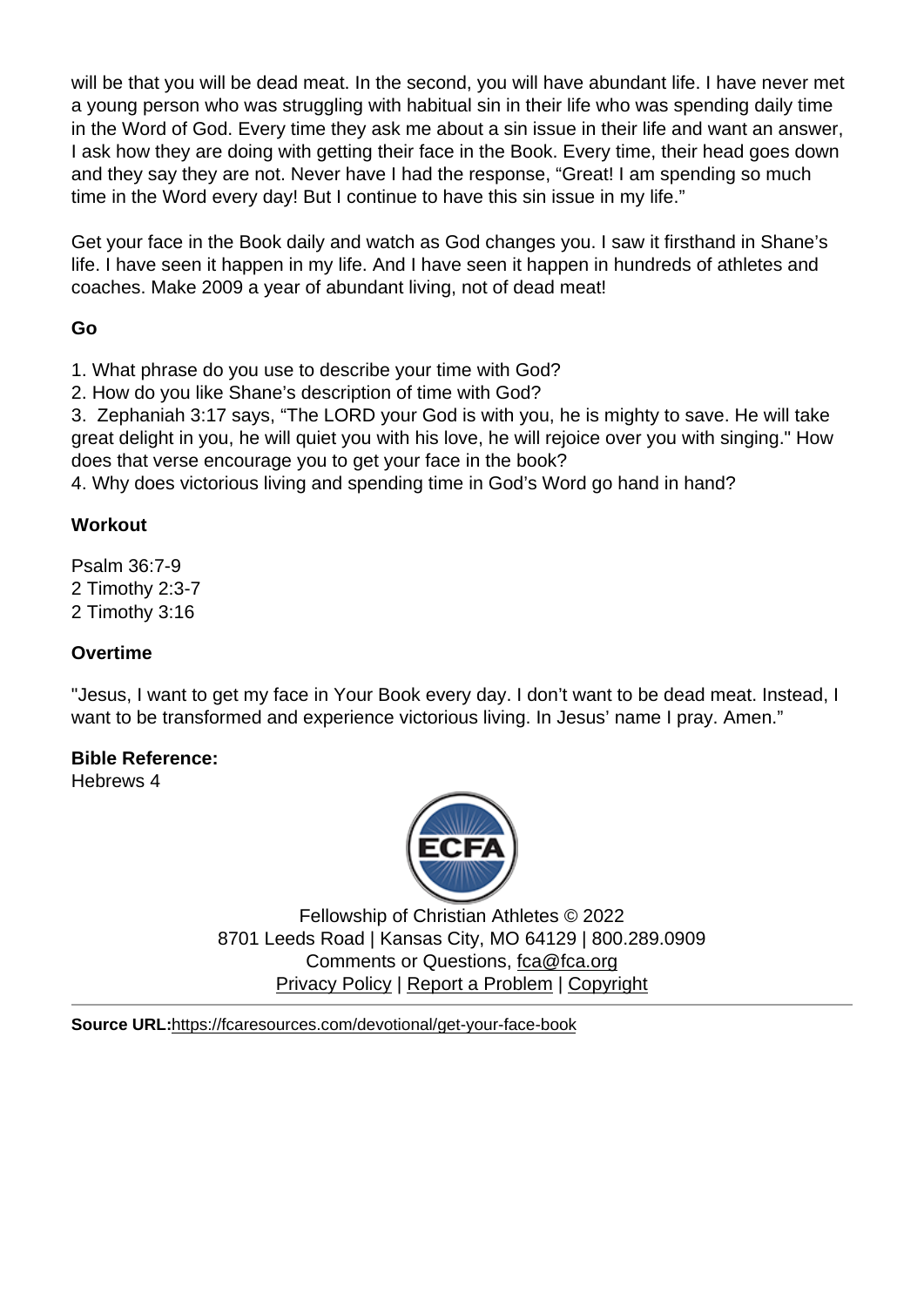will be that you will be dead meat. In the second, you will have abundant life. I have never met a young person who was struggling with habitual sin in their life who was spending daily time in the Word of God. Every time they ask me about a sin issue in their life and want an answer, I ask how they are doing with getting their face in the Book. Every time, their head goes down and they say they are not. Never have I had the response, "Great! I am spending so much time in the Word every day! But I continue to have this sin issue in my life."

Get your face in the Book daily and watch as God changes you. I saw it firsthand in Shane's life. I have seen it happen in my life. And I have seen it happen in hundreds of athletes and coaches. Make 2009 a year of abundant living, not of dead meat!

**Go**

1. What phrase do you use to describe your time with God?
2. How do you like Shane's description of time with God?
3. Zephaniah 3:17 says, "The LORD your God is with you, he is mighty to save. He will take great delight in you, he will quiet you with his love, he will rejoice over you with singing." How does that verse encourage you to get your face in the book?
4. Why does victorious living and spending time in God's Word go hand in hand?

**Workout**

Psalm 36:7-9
2 Timothy 2:3-7
2 Timothy 3:16

**Overtime**

"Jesus, I want to get my face in Your Book every day. I don't want to be dead meat. Instead, I want to be transformed and experience victorious living. In Jesus' name I pray. Amen."

**Bible Reference:**
Hebrews 4

ECFA

Fellowship of Christian Athletes © 2022
8701 Leeds Road | Kansas City, MO 64129 | 800.289.0909
Comments or Questions, fca@fca.org
Privacy Policy | Report a Problem | Copyright

**Source URL:**https://fcaresources.com/devotional/get-your-face-book